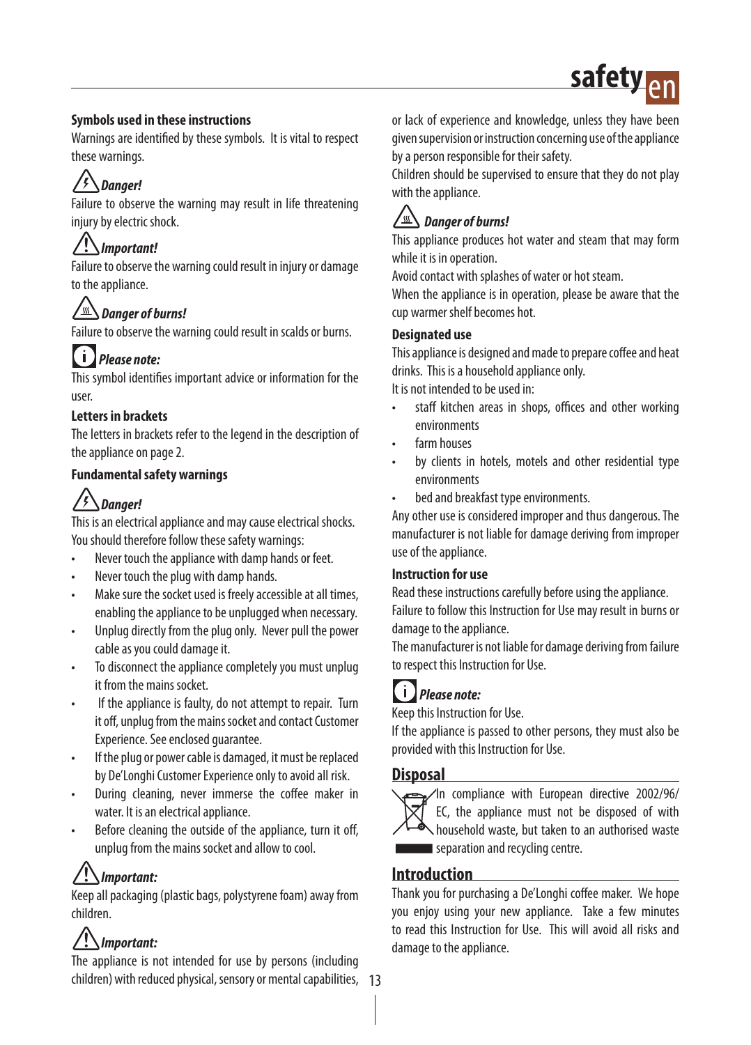### Symbols used in these instructions

Warnings are identified by these symbols. It is vital to respect these warnings.

***Danger!***

Failure to observe the warning may result in life threatening injury by electric shock.

***Important!***

Failure to observe the warning could result in injury or damage to the appliance.

***Danger of burns!***

Failure to observe the warning could result in scalds or burns.

***Please note:***

This symbol identifies important advice or information for the user.

### Letters in brackets

The letters in brackets refer to the legend in the description of the appliance on page 2.

### Fundamental safety warnings

***Danger!***

This is an electrical appliance and may cause electrical shocks. You should therefore follow these safety warnings:

- Never touch the appliance with damp hands or feet.
- Never touch the plug with damp hands.
- Make sure the socket used is freely accessible at all times, enabling the appliance to be unplugged when necessary.
- Unplug directly from the plug only. Never pull the power cable as you could damage it.
- To disconnect the appliance completely you must unplug it from the mains socket.
- If the appliance is faulty, do not attempt to repair. Turn it off, unplug from the mains socket and contact Customer Experience. See enclosed guarantee.
- If the plug or power cable is damaged, it must be replaced by De'Longhi Customer Experience only to avoid all risk.
- During cleaning, never immerse the coffee maker in water. It is an electrical appliance.
- Before cleaning the outside of the appliance, turn it off, unplug from the mains socket and allow to cool.

***Important:***

Keep all packaging (plastic bags, polystyrene foam) away from children.

***Important:***

The appliance is not intended for use by persons (including children) with reduced physical, sensory or mental capabilities, or lack of experience and knowledge, unless they have been given supervision or instruction concerning use of the appliance by a person responsible for their safety.

Children should be supervised to ensure that they do not play with the appliance.

***Danger of burns!***

This appliance produces hot water and steam that may form while it is in operation.

Avoid contact with splashes of water or hot steam.

When the appliance is in operation, please be aware that the cup warmer shelf becomes hot.

### Designated use

This appliance is designed and made to prepare coffee and heat drinks. This is a household appliance only.

It is not intended to be used in:

- staff kitchen areas in shops, offices and other working environments
- farm houses
- by clients in hotels, motels and other residential type environments
- bed and breakfast type environments.

Any other use is considered improper and thus dangerous. The manufacturer is not liable for damage deriving from improper use of the appliance.

### Instruction for use

Read these instructions carefully before using the appliance.

Failure to follow this Instruction for Use may result in burns or damage to the appliance.

The manufacturer is not liable for damage deriving from failure to respect this Instruction for Use.

***Please note:***

Keep this Instruction for Use.

If the appliance is passed to other persons, they must also be provided with this Instruction for Use.

## Disposal

In compliance with European directive 2002/96/EC, the appliance must not be disposed of with household waste, but taken to an authorised waste separation and recycling centre.

## Introduction

Thank you for purchasing a De'Longhi coffee maker. We hope you enjoy using your new appliance. Take a few minutes to read this Instruction for Use. This will avoid all risks and damage to the appliance.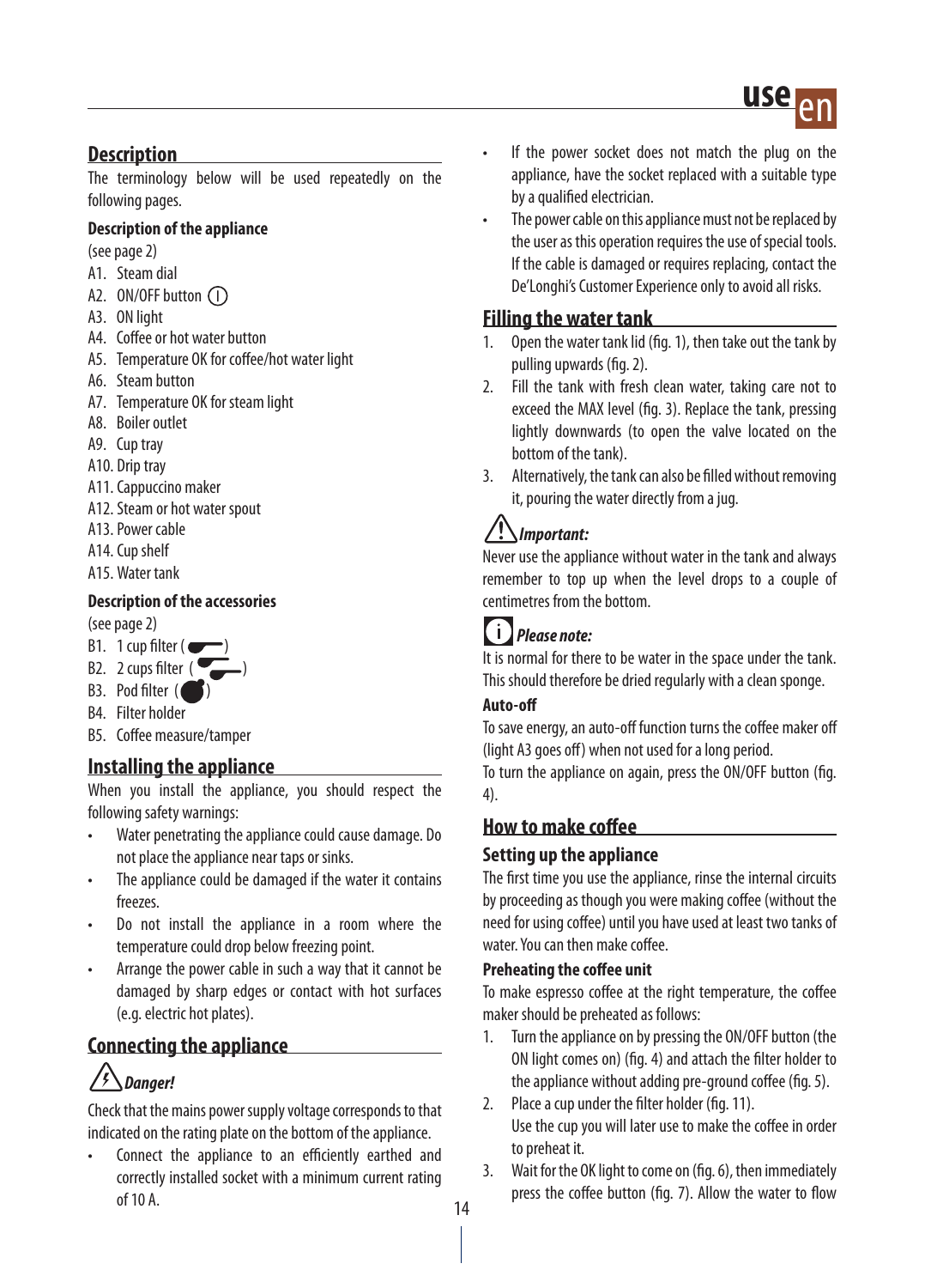## Description

The terminology below will be used repeatedly on the following pages.

### Description of the appliance

(see page 2)

A1. Steam dial
A2. ON/OFF button
A3. ON light
A4. Coffee or hot water button
A5. Temperature OK for coffee/hot water light
A6. Steam button
A7. Temperature OK for steam light
A8. Boiler outlet
A9. Cup tray
A10. Drip tray
A11. Cappuccino maker
A12. Steam or hot water spout
A13. Power cable
A14. Cup shelf
A15. Water tank

### Description of the accessories

(see page 2)

B1. 1 cup filter ( )
B2. 2 cups filter ( )
B3. Pod filter ( )
B4. Filter holder
B5. Coffee measure/tamper

## Installing the appliance

When you install the appliance, you should respect the following safety warnings:

- Water penetrating the appliance could cause damage. Do not place the appliance near taps or sinks.
- The appliance could be damaged if the water it contains freezes.
- Do not install the appliance in a room where the temperature could drop below freezing point.
- Arrange the power cable in such a way that it cannot be damaged by sharp edges or contact with hot surfaces (e.g. electric hot plates).

## Connecting the appliance

***Danger!***

Check that the mains power supply voltage corresponds to that indicated on the rating plate on the bottom of the appliance.

- Connect the appliance to an efficiently earthed and correctly installed socket with a minimum current rating of 10 A.
- If the power socket does not match the plug on the appliance, have the socket replaced with a suitable type by a qualified electrician.
- The power cable on this appliance must not be replaced by the user as this operation requires the use of special tools. If the cable is damaged or requires replacing, contact the De'Longhi's Customer Experience only to avoid all risks.

## Filling the water tank

1. Open the water tank lid (fig. 1), then take out the tank by pulling upwards (fig. 2).
2. Fill the tank with fresh clean water, taking care not to exceed the MAX level (fig. 3). Replace the tank, pressing lightly downwards (to open the valve located on the bottom of the tank).
3. Alternatively, the tank can also be filled without removing it, pouring the water directly from a jug.

***Important:***

Never use the appliance without water in the tank and always remember to top up when the level drops to a couple of centimetres from the bottom.

***Please note:***

It is normal for there to be water in the space under the tank. This should therefore be dried regularly with a clean sponge.

**Auto-off**

To save energy, an auto-off function turns the coffee maker off (light A3 goes off) when not used for a long period.
To turn the appliance on again, press the ON/OFF button (fig. 4).

## How to make coffee

### Setting up the appliance

The first time you use the appliance, rinse the internal circuits by proceeding as though you were making coffee (without the need for using coffee) until you have used at least two tanks of water. You can then make coffee.

**Preheating the coffee unit**

To make espresso coffee at the right temperature, the coffee maker should be preheated as follows:

1. Turn the appliance on by pressing the ON/OFF button (the ON light comes on) (fig. 4) and attach the filter holder to the appliance without adding pre-ground coffee (fig. 5).
2. Place a cup under the filter holder (fig. 11).
   Use the cup you will later use to make the coffee in order to preheat it.
3. Wait for the OK light to come on (fig. 6), then immediately press the coffee button (fig. 7). Allow the water to flow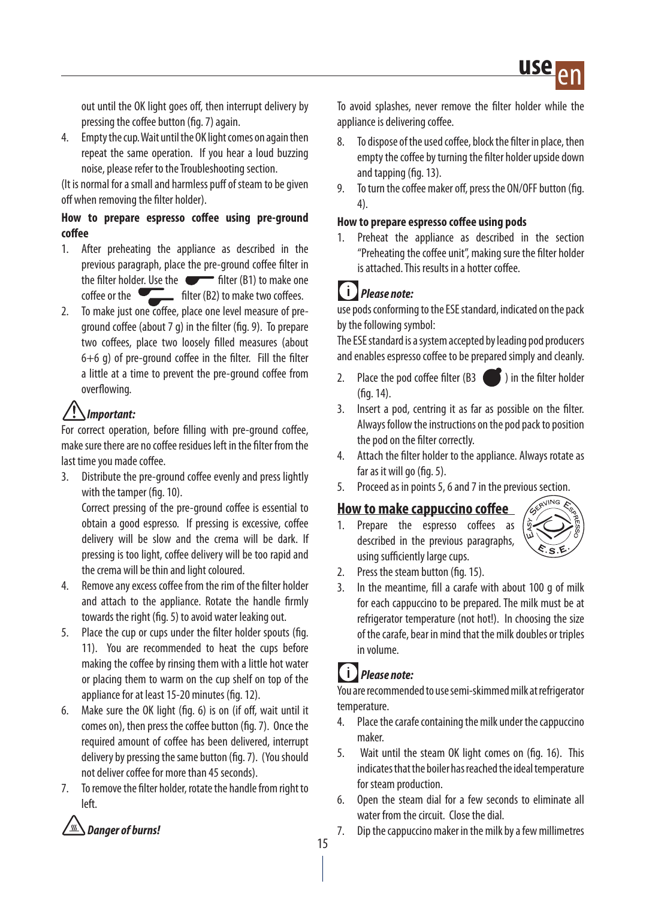out until the OK light goes off, then interrupt delivery by pressing the coffee button (fig. 7) again.

4. Empty the cup. Wait until the OK light comes on again then repeat the same operation. If you hear a loud buzzing noise, please refer to the Troubleshooting section.

(It is normal for a small and harmless puff of steam to be given off when removing the filter holder).

**How to prepare espresso coffee using pre-ground coffee**

1. After preheating the appliance as described in the previous paragraph, place the pre-ground coffee filter in the filter holder. Use the filter (B1) to make one coffee or the filter (B2) to make two coffees.
2. To make just one coffee, place one level measure of pre-ground coffee (about 7 g) in the filter (fig. 9). To prepare two coffees, place two loosely filled measures (about 6+6 g) of pre-ground coffee in the filter. Fill the filter a little at a time to prevent the pre-ground coffee from overflowing.

***Important:***

For correct operation, before filling with pre-ground coffee, make sure there are no coffee residues left in the filter from the last time you made coffee.

3. Distribute the pre-ground coffee evenly and press lightly with the tamper (fig. 10).
   Correct pressing of the pre-ground coffee is essential to obtain a good espresso. If pressing is excessive, coffee delivery will be slow and the crema will be dark. If pressing is too light, coffee delivery will be too rapid and the crema will be thin and light coloured.
4. Remove any excess coffee from the rim of the filter holder and attach to the appliance. Rotate the handle firmly towards the right (fig. 5) to avoid water leaking out.
5. Place the cup or cups under the filter holder spouts (fig. 11). You are recommended to heat the cups before making the coffee by rinsing them with a little hot water or placing them to warm on the cup shelf on top of the appliance for at least 15-20 minutes (fig. 12).
6. Make sure the OK light (fig. 6) is on (if off, wait until it comes on), then press the coffee button (fig. 7). Once the required amount of coffee has been delivered, interrupt delivery by pressing the same button (fig. 7). (You should not deliver coffee for more than 45 seconds).
7. To remove the filter holder, rotate the handle from right to left.

***Danger of burns!***

To avoid splashes, never remove the filter holder while the appliance is delivering coffee.

8. To dispose of the used coffee, block the filter in place, then empty the coffee by turning the filter holder upside down and tapping (fig. 13).
9. To turn the coffee maker off, press the ON/OFF button (fig. 4).

**How to prepare espresso coffee using pods**

1. Preheat the appliance as described in the section "Preheating the coffee unit", making sure the filter holder is attached. This results in a hotter coffee.

***Please note:***

use pods conforming to the ESE standard, indicated on the pack by the following symbol:

The ESE standard is a system accepted by leading pod producers and enables espresso coffee to be prepared simply and cleanly.

2. Place the pod coffee filter (B3 ) in the filter holder (fig. 14).
3. Insert a pod, centring it as far as possible on the filter. Always follow the instructions on the pod pack to position the pod on the filter correctly.
4. Attach the filter holder to the appliance. Always rotate as far as it will go (fig. 5).
5. Proceed as in points 5, 6 and 7 in the previous section.

## How to make cappuccino coffee

1. Prepare the espresso coffees as described in the previous paragraphs, using sufficiently large cups.
2. Press the steam button (fig. 15).
3. In the meantime, fill a carafe with about 100 g of milk for each cappuccino to be prepared. The milk must be at refrigerator temperature (not hot!). In choosing the size of the carafe, bear in mind that the milk doubles or triples in volume.

***Please note:***

You are recommended to use semi-skimmed milk at refrigerator temperature.

4. Place the carafe containing the milk under the cappuccino maker.
5. Wait until the steam OK light comes on (fig. 16). This indicates that the boiler has reached the ideal temperature for steam production.
6. Open the steam dial for a few seconds to eliminate all water from the circuit. Close the dial.
7. Dip the cappuccino maker in the milk by a few millimetres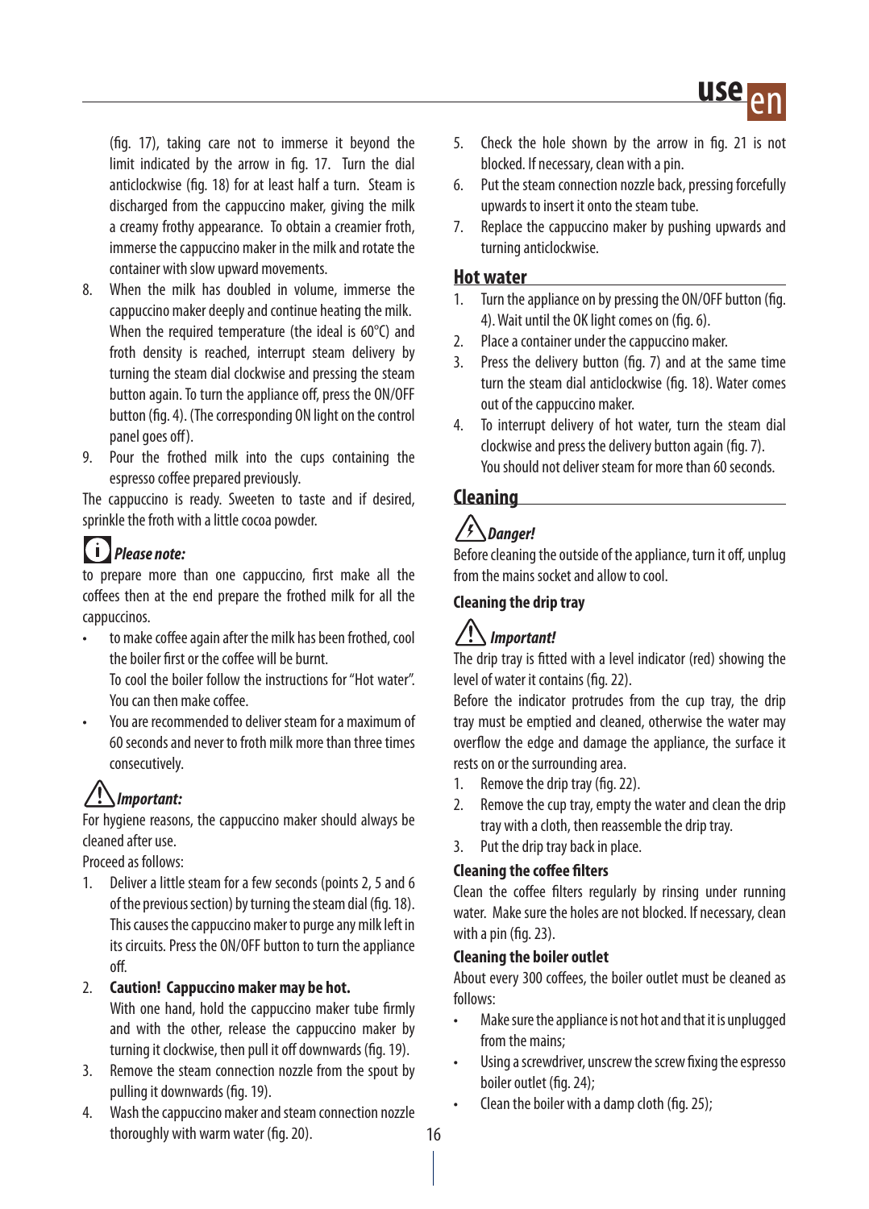(fig. 17), taking care not to immerse it beyond the limit indicated by the arrow in fig. 17. Turn the dial anticlockwise (fig. 18) for at least half a turn. Steam is discharged from the cappuccino maker, giving the milk a creamy frothy appearance. To obtain a creamier froth, immerse the cappuccino maker in the milk and rotate the container with slow upward movements.

8. When the milk has doubled in volume, immerse the cappuccino maker deeply and continue heating the milk. When the required temperature (the ideal is 60°C) and froth density is reached, interrupt steam delivery by turning the steam dial clockwise and pressing the steam button again. To turn the appliance off, press the ON/OFF button (fig. 4). (The corresponding ON light on the control panel goes off).
9. Pour the frothed milk into the cups containing the espresso coffee prepared previously.

The cappuccino is ready. Sweeten to taste and if desired, sprinkle the froth with a little cocoa powder.

***Please note:***

to prepare more than one cappuccino, first make all the coffees then at the end prepare the frothed milk for all the cappuccinos.

- to make coffee again after the milk has been frothed, cool the boiler first or the coffee will be burnt.
  To cool the boiler follow the instructions for "Hot water". You can then make coffee.
- You are recommended to deliver steam for a maximum of 60 seconds and never to froth milk more than three times consecutively.

***Important:***

For hygiene reasons, the cappuccino maker should always be cleaned after use.

Proceed as follows:

1. Deliver a little steam for a few seconds (points 2, 5 and 6 of the previous section) by turning the steam dial (fig. 18). This causes the cappuccino maker to purge any milk left in its circuits. Press the ON/OFF button to turn the appliance off.
2. **Caution! Cappuccino maker may be hot.**
   With one hand, hold the cappuccino maker tube firmly and with the other, release the cappuccino maker by turning it clockwise, then pull it off downwards (fig. 19).
3. Remove the steam connection nozzle from the spout by pulling it downwards (fig. 19).
4. Wash the cappuccino maker and steam connection nozzle thoroughly with warm water (fig. 20).
5. Check the hole shown by the arrow in fig. 21 is not blocked. If necessary, clean with a pin.
6. Put the steam connection nozzle back, pressing forcefully upwards to insert it onto the steam tube.
7. Replace the cappuccino maker by pushing upwards and turning anticlockwise.

## Hot water

1. Turn the appliance on by pressing the ON/OFF button (fig. 4). Wait until the OK light comes on (fig. 6).
2. Place a container under the cappuccino maker.
3. Press the delivery button (fig. 7) and at the same time turn the steam dial anticlockwise (fig. 18). Water comes out of the cappuccino maker.
4. To interrupt delivery of hot water, turn the steam dial clockwise and press the delivery button again (fig. 7).
   You should not deliver steam for more than 60 seconds.

## Cleaning

***Danger!***

Before cleaning the outside of the appliance, turn it off, unplug from the mains socket and allow to cool.

### Cleaning the drip tray

***Important!***

The drip tray is fitted with a level indicator (red) showing the level of water it contains (fig. 22).

Before the indicator protrudes from the cup tray, the drip tray must be emptied and cleaned, otherwise the water may overflow the edge and damage the appliance, the surface it rests on or the surrounding area.

1. Remove the drip tray (fig. 22).
2. Remove the cup tray, empty the water and clean the drip tray with a cloth, then reassemble the drip tray.
3. Put the drip tray back in place.

### Cleaning the coffee filters

Clean the coffee filters regularly by rinsing under running water. Make sure the holes are not blocked. If necessary, clean with a pin (fig. 23).

### Cleaning the boiler outlet

About every 300 coffees, the boiler outlet must be cleaned as follows:

- Make sure the appliance is not hot and that it is unplugged from the mains;
- Using a screwdriver, unscrew the screw fixing the espresso boiler outlet (fig. 24);
- Clean the boiler with a damp cloth (fig. 25);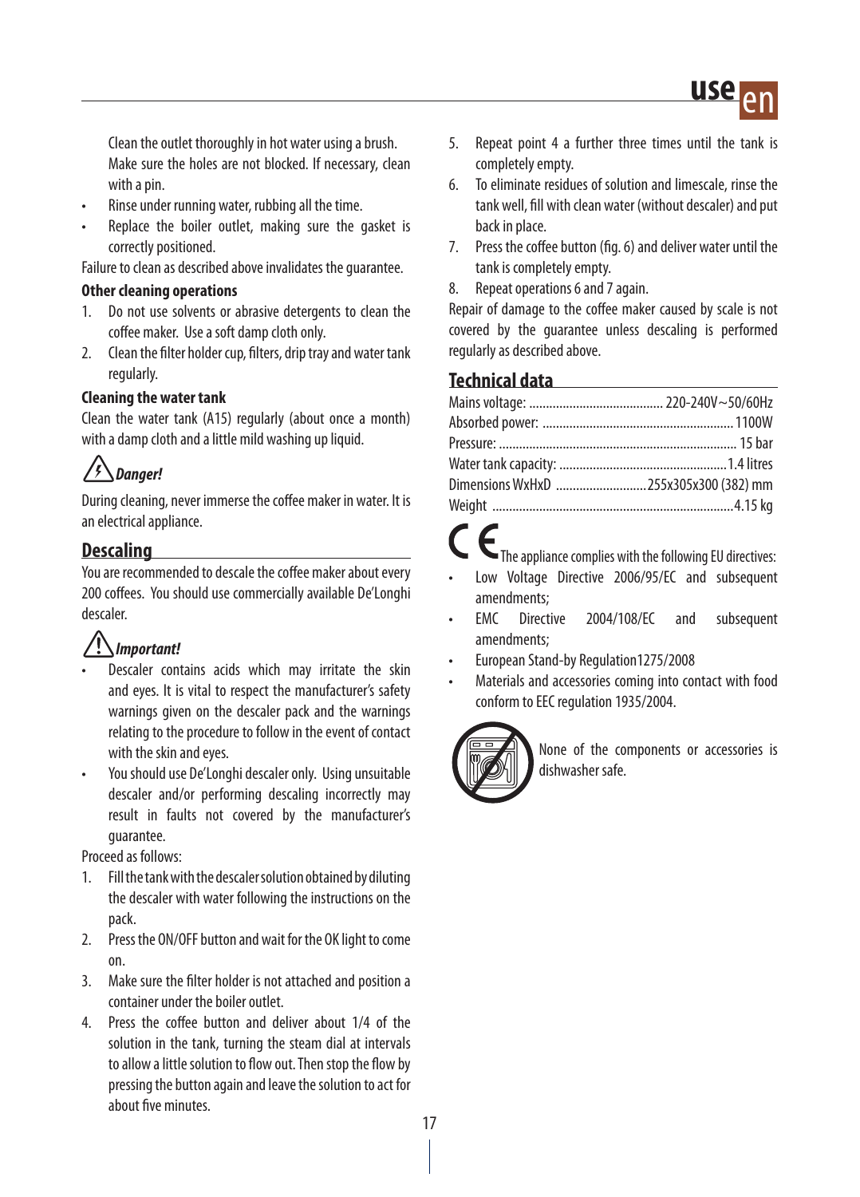Clean the outlet thoroughly in hot water using a brush. Make sure the holes are not blocked. If necessary, clean with a pin.

- Rinse under running water, rubbing all the time.
- Replace the boiler outlet, making sure the gasket is correctly positioned.

Failure to clean as described above invalidates the guarantee.

### Other cleaning operations

1. Do not use solvents or abrasive detergents to clean the coffee maker. Use a soft damp cloth only.
2. Clean the filter holder cup, filters, drip tray and water tank regularly.

### Cleaning the water tank

Clean the water tank (A15) regularly (about once a month) with a damp cloth and a little mild washing up liquid.

***Danger!***

During cleaning, never immerse the coffee maker in water. It is an electrical appliance.

## Descaling

You are recommended to descale the coffee maker about every 200 coffees. You should use commercially available De'Longhi descaler.

***Important!***

- Descaler contains acids which may irritate the skin and eyes. It is vital to respect the manufacturer's safety warnings given on the descaler pack and the warnings relating to the procedure to follow in the event of contact with the skin and eyes.
- You should use De'Longhi descaler only. Using unsuitable descaler and/or performing descaling incorrectly may result in faults not covered by the manufacturer's guarantee.

Proceed as follows:

1. Fill the tank with the descaler solution obtained by diluting the descaler with water following the instructions on the pack.
2. Press the ON/OFF button and wait for the OK light to come on.
3. Make sure the filter holder is not attached and position a container under the boiler outlet.
4. Press the coffee button and deliver about 1/4 of the solution in the tank, turning the steam dial at intervals to allow a little solution to flow out. Then stop the flow by pressing the button again and leave the solution to act for about five minutes.
5. Repeat point 4 a further three times until the tank is completely empty.
6. To eliminate residues of solution and limescale, rinse the tank well, fill with clean water (without descaler) and put back in place.
7. Press the coffee button (fig. 6) and deliver water until the tank is completely empty.
8. Repeat operations 6 and 7 again.

Repair of damage to the coffee maker caused by scale is not covered by the guarantee unless descaling is performed regularly as described above.

## Technical data

Mains voltage: ........................................ 220-240V~50/60Hz
Absorbed power: ........................................ 1100W
Pressure: ........................................ 15 bar
Water tank capacity: ........................................ 1.4 litres
Dimensions WxHxD ........................................ 255x305x300 (382) mm
Weight ........................................ 4.15 kg

CE The appliance complies with the following EU directives:

- Low Voltage Directive 2006/95/EC and subsequent amendments;
- EMC Directive 2004/108/EC and subsequent amendments;
- European Stand-by Regulation1275/2008
- Materials and accessories coming into contact with food conform to EEC regulation 1935/2004.

None of the components or accessories is dishwasher safe.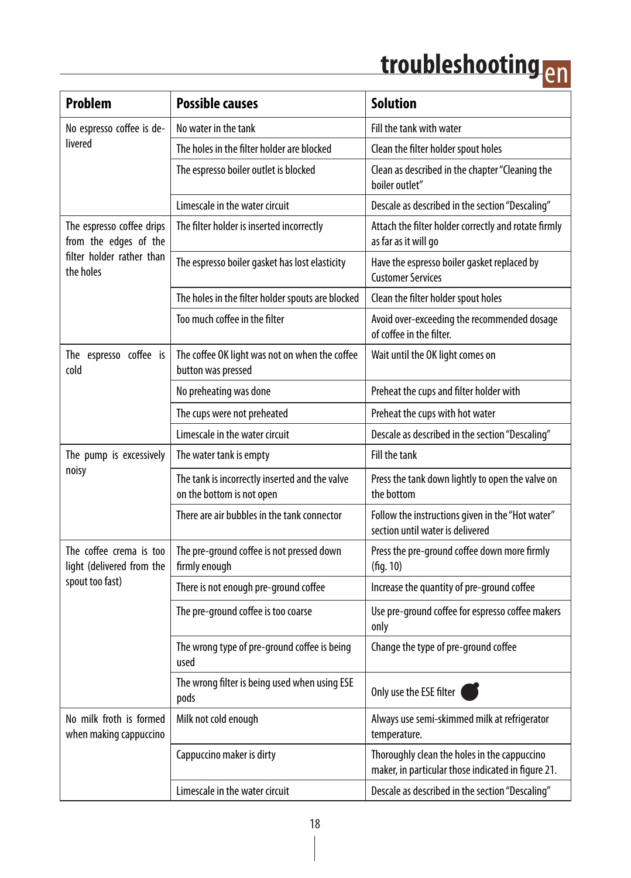# troubleshooting

| Problem | Possible causes | Solution |
|---|---|---|
| No espresso coffee is delivered | No water in the tank | Fill the tank with water |
| | The holes in the filter holder are blocked | Clean the filter holder spout holes |
| | The espresso boiler outlet is blocked | Clean as described in the chapter "Cleaning the boiler outlet" |
| | Limescale in the water circuit | Descale as described in the section "Descaling" |
| The espresso coffee drips from the edges of the filter holder rather than the holes | The filter holder is inserted incorrectly | Attach the filter holder correctly and rotate firmly as far as it will go |
| | The espresso boiler gasket has lost elasticity | Have the espresso boiler gasket replaced by Customer Services |
| | The holes in the filter holder spouts are blocked | Clean the filter holder spout holes |
| | Too much coffee in the filter | Avoid over-exceeding the recommended dosage of coffee in the filter. |
| The espresso coffee is cold | The coffee OK light was not on when the coffee button was pressed | Wait until the OK light comes on |
| | No preheating was done | Preheat the cups and filter holder with |
| | The cups were not preheated | Preheat the cups with hot water |
| | Limescale in the water circuit | Descale as described in the section "Descaling" |
| The pump is excessively noisy | The water tank is empty | Fill the tank |
| | The tank is incorrectly inserted and the valve on the bottom is not open | Press the tank down lightly to open the valve on the bottom |
| | There are air bubbles in the tank connector | Follow the instructions given in the "Hot water" section until water is delivered |
| The coffee crema is too light (delivered from the spout too fast) | The pre-ground coffee is not pressed down firmly enough | Press the pre-ground coffee down more firmly (fig. 10) |
| | There is not enough pre-ground coffee | Increase the quantity of pre-ground coffee |
| | The pre-ground coffee is too coarse | Use pre-ground coffee for espresso coffee makers only |
| | The wrong type of pre-ground coffee is being used | Change the type of pre-ground coffee |
| | The wrong filter is being used when using ESE pods | Only use the ESE filter |
| No milk froth is formed when making cappuccino | Milk not cold enough | Always use semi-skimmed milk at refrigerator temperature. |
| | Cappuccino maker is dirty | Thoroughly clean the holes in the cappuccino maker, in particular those indicated in figure 21. |
| | Limescale in the water circuit | Descale as described in the section "Descaling" |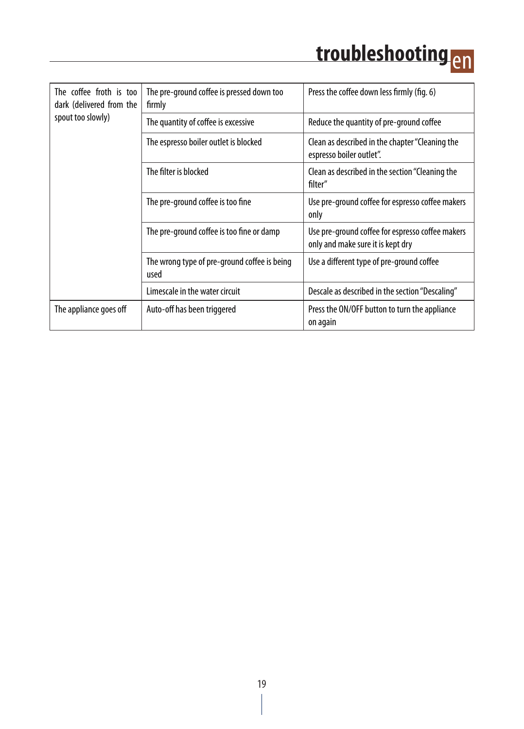# troubleshooting

| | | |
|---|---|---|
| The coffee froth is too dark (delivered from the spout too slowly) | The pre-ground coffee is pressed down too firmly | Press the coffee down less firmly (fig. 6) |
| | The quantity of coffee is excessive | Reduce the quantity of pre-ground coffee |
| | The espresso boiler outlet is blocked | Clean as described in the chapter "Cleaning the espresso boiler outlet". |
| | The filter is blocked | Clean as described in the section "Cleaning the filter" |
| | The pre-ground coffee is too fine | Use pre-ground coffee for espresso coffee makers only |
| | The pre-ground coffee is too fine or damp | Use pre-ground coffee for espresso coffee makers only and make sure it is kept dry |
| | The wrong type of pre-ground coffee is being used | Use a different type of pre-ground coffee |
| | Limescale in the water circuit | Descale as described in the section "Descaling" |
| The appliance goes off | Auto-off has been triggered | Press the ON/OFF button to turn the appliance on again |